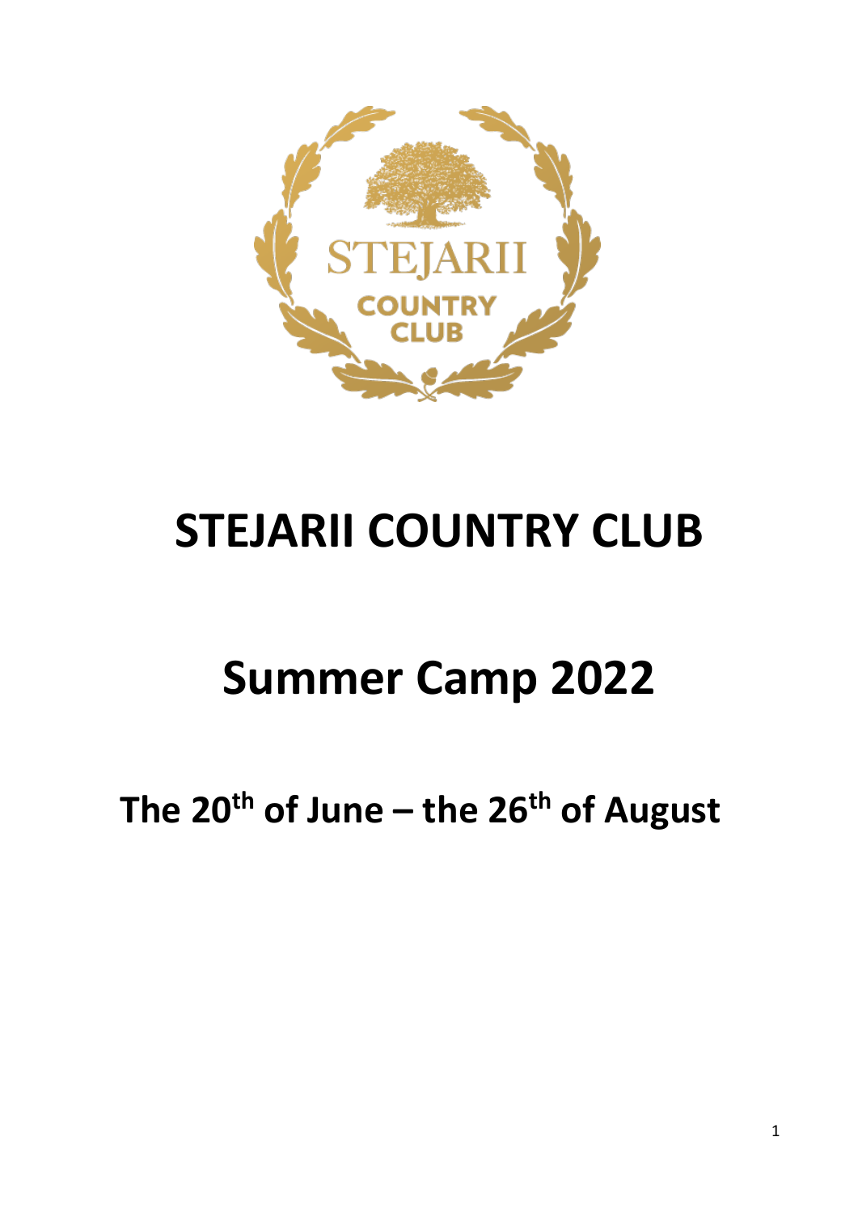# STEJARII COUNTRY CLUB

# Summer Camp 2022

## The 20th of June – the 26th of August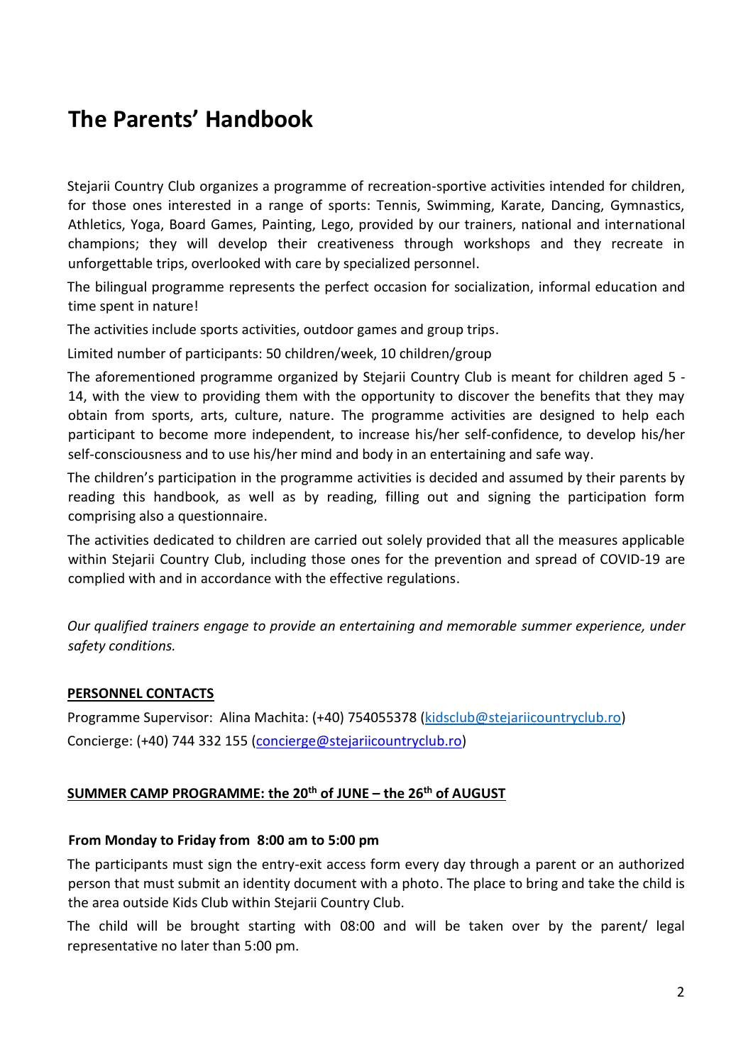# The Parents' Handbook

Stejarii Country Club organizes a programme of recreation-sportive activities intended for children, for those ones interested in a range of sports: Tennis, Swimming, Karate, Dancing, Gymnastics, Athletics, Yoga, Board Games, Painting, Lego, provided by our trainers, national and international champions; they will develop their creativeness through workshops and they recreate in unforgettable trips, overlooked with care by specialized personnel.

The bilingual programme represents the perfect occasion for socialization, informal education and time spent in nature!

The activities include sports activities, outdoor games and group trips.

Limited number of participants: 50 children/week, 10 children/group

The aforementioned programme organized by Stejarii Country Club is meant for children aged 5 - 14, with the view to providing them with the opportunity to discover the benefits that they may obtain from sports, arts, culture, nature. The programme activities are designed to help each participant to become more independent, to increase his/her self-confidence, to develop his/her self-consciousness and to use his/her mind and body in an entertaining and safe way.

The children's participation in the programme activities is decided and assumed by their parents by reading this handbook, as well as by reading, filling out and signing the participation form comprising also a questionnaire.

The activities dedicated to children are carried out solely provided that all the measures applicable within Stejarii Country Club, including those ones for the prevention and spread of COVID-19 are complied with and in accordance with the effective regulations.

*Our qualified trainers engage to provide an entertaining and memorable summer experience, under safety conditions.*

**PERSONNEL CONTACTS**

Programme Supervisor: Alina Machita: (+40) 754055378 (kidsclub@stejariicountryclub.ro)
Concierge: (+40) 744 332 155 (concierge@stejariicountryclub.ro)

**SUMMER CAMP PROGRAMME: the 20th of JUNE – the 26th of AUGUST**

**From Monday to Friday from 8:00 am to 5:00 pm**

The participants must sign the entry-exit access form every day through a parent or an authorized person that must submit an identity document with a photo. The place to bring and take the child is the area outside Kids Club within Stejarii Country Club.

The child will be brought starting with 08:00 and will be taken over by the parent/ legal representative no later than 5:00 pm.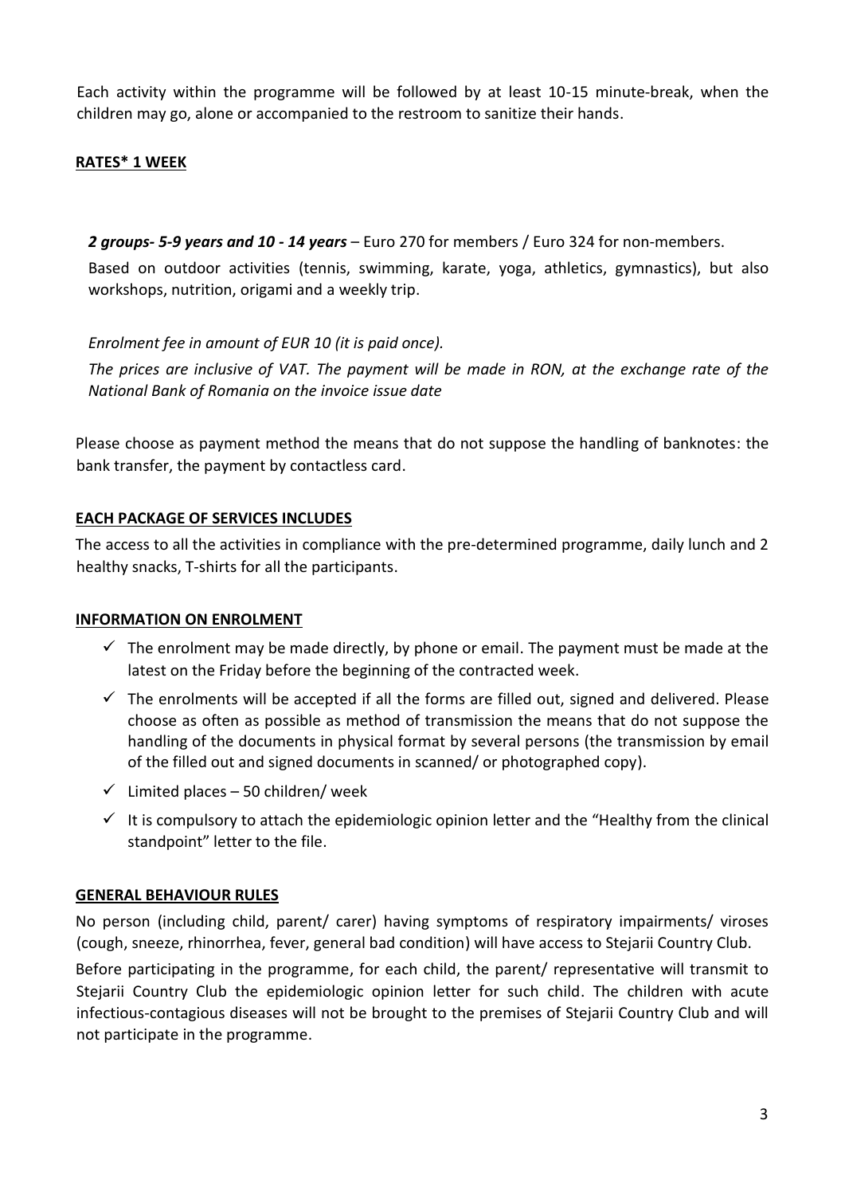Each activity within the programme will be followed by at least 10-15 minute-break, when the children may go, alone or accompanied to the restroom to sanitize their hands.

## RATES* 1 WEEK

***2 groups- 5-9 years and 10 - 14 years*** – Euro 270 for members / Euro 324 for non-members.

Based on outdoor activities (tennis, swimming, karate, yoga, athletics, gymnastics), but also workshops, nutrition, origami and a weekly trip.

*Enrolment fee in amount of EUR 10 (it is paid once).*

*The prices are inclusive of VAT. The payment will be made in RON, at the exchange rate of the National Bank of Romania on the invoice issue date*

Please choose as payment method the means that do not suppose the handling of banknotes: the bank transfer, the payment by contactless card.

## EACH PACKAGE OF SERVICES INCLUDES

The access to all the activities in compliance with the pre-determined programme, daily lunch and 2 healthy snacks, T-shirts for all the participants.

## INFORMATION ON ENROLMENT

- ✓ The enrolment may be made directly, by phone or email. The payment must be made at the latest on the Friday before the beginning of the contracted week.
- ✓ The enrolments will be accepted if all the forms are filled out, signed and delivered. Please choose as often as possible as method of transmission the means that do not suppose the handling of the documents in physical format by several persons (the transmission by email of the filled out and signed documents in scanned/ or photographed copy).
- ✓ Limited places – 50 children/ week
- ✓ It is compulsory to attach the epidemiologic opinion letter and the "Healthy from the clinical standpoint" letter to the file.

## GENERAL BEHAVIOUR RULES

No person (including child, parent/ carer) having symptoms of respiratory impairments/ viroses (cough, sneeze, rhinorrhea, fever, general bad condition) will have access to Stejarii Country Club.

Before participating in the programme, for each child, the parent/ representative will transmit to Stejarii Country Club the epidemiologic opinion letter for such child. The children with acute infectious-contagious diseases will not be brought to the premises of Stejarii Country Club and will not participate in the programme.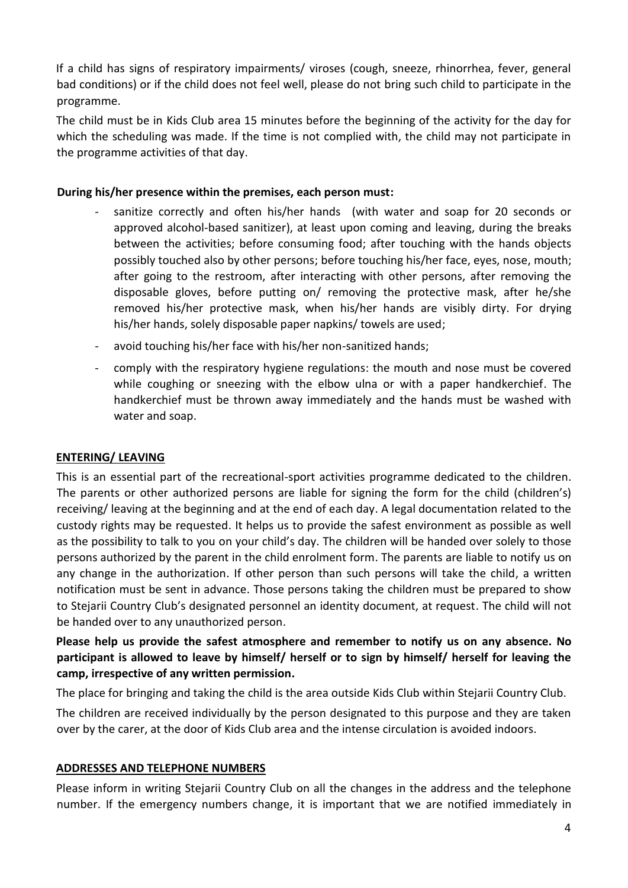If a child has signs of respiratory impairments/ viroses (cough, sneeze, rhinorrhea, fever, general bad conditions) or if the child does not feel well, please do not bring such child to participate in the programme.

The child must be in Kids Club area 15 minutes before the beginning of the activity for the day for which the scheduling was made. If the time is not complied with, the child may not participate in the programme activities of that day.

**During his/her presence within the premises, each person must:**

- sanitize correctly and often his/her hands (with water and soap for 20 seconds or approved alcohol-based sanitizer), at least upon coming and leaving, during the breaks between the activities; before consuming food; after touching with the hands objects possibly touched also by other persons; before touching his/her face, eyes, nose, mouth; after going to the restroom, after interacting with other persons, after removing the disposable gloves, before putting on/ removing the protective mask, after he/she removed his/her protective mask, when his/her hands are visibly dirty. For drying his/her hands, solely disposable paper napkins/ towels are used;
- avoid touching his/her face with his/her non-sanitized hands;
- comply with the respiratory hygiene regulations: the mouth and nose must be covered while coughing or sneezing with the elbow ulna or with a paper handkerchief. The handkerchief must be thrown away immediately and the hands must be washed with water and soap.

## ENTERING/ LEAVING

This is an essential part of the recreational-sport activities programme dedicated to the children. The parents or other authorized persons are liable for signing the form for the child (children's) receiving/ leaving at the beginning and at the end of each day. A legal documentation related to the custody rights may be requested. It helps us to provide the safest environment as possible as well as the possibility to talk to you on your child's day. The children will be handed over solely to those persons authorized by the parent in the child enrolment form. The parents are liable to notify us on any change in the authorization. If other person than such persons will take the child, a written notification must be sent in advance. Those persons taking the children must be prepared to show to Stejarii Country Club's designated personnel an identity document, at request. The child will not be handed over to any unauthorized person.

**Please help us provide the safest atmosphere and remember to notify us on any absence. No participant is allowed to leave by himself/ herself or to sign by himself/ herself for leaving the camp, irrespective of any written permission.**

The place for bringing and taking the child is the area outside Kids Club within Stejarii Country Club.

The children are received individually by the person designated to this purpose and they are taken over by the carer, at the door of Kids Club area and the intense circulation is avoided indoors.

## ADDRESSES AND TELEPHONE NUMBERS

Please inform in writing Stejarii Country Club on all the changes in the address and the telephone number. If the emergency numbers change, it is important that we are notified immediately in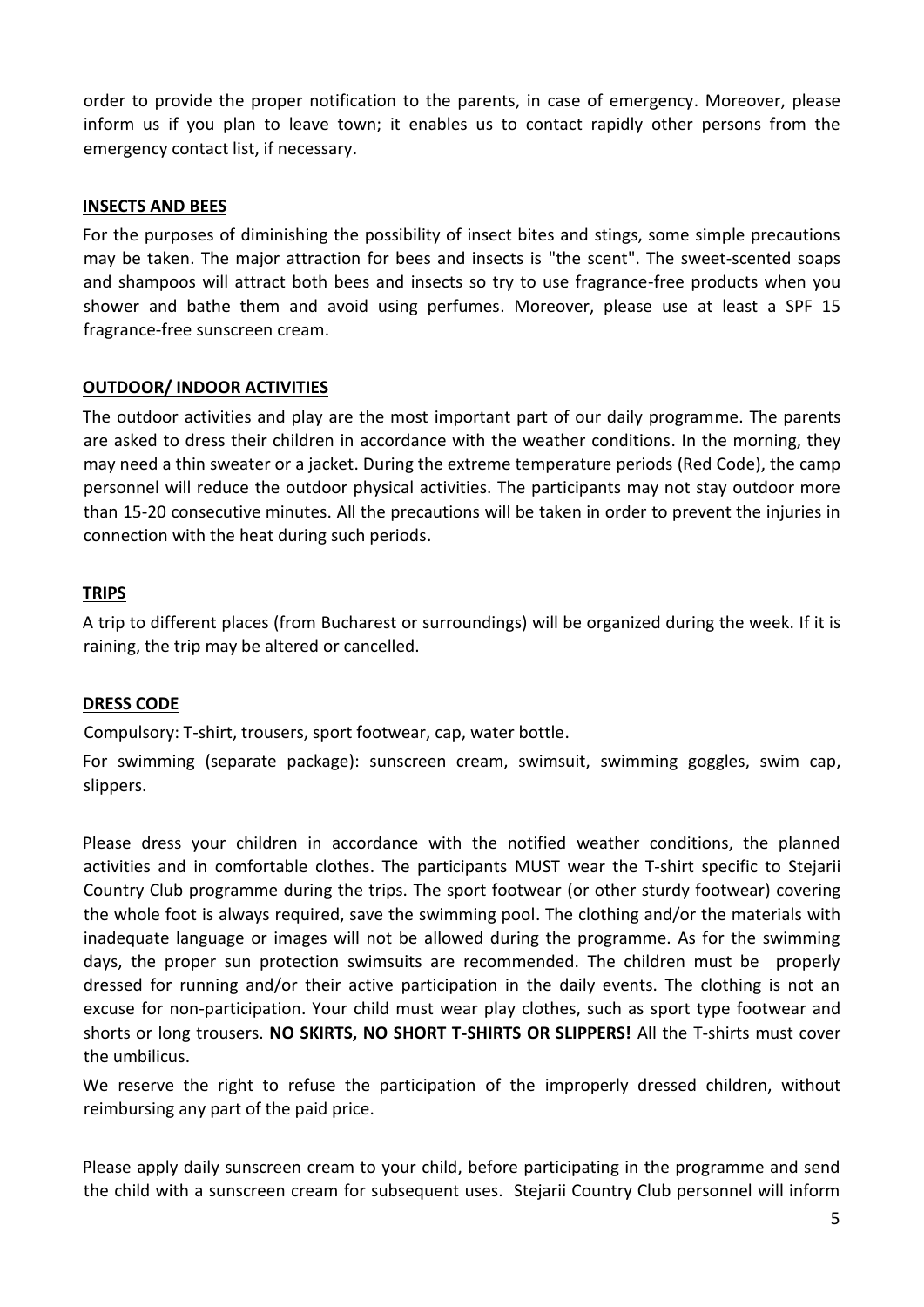order to provide the proper notification to the parents, in case of emergency. Moreover, please inform us if you plan to leave town; it enables us to contact rapidly other persons from the emergency contact list, if necessary.

## INSECTS AND BEES

For the purposes of diminishing the possibility of insect bites and stings, some simple precautions may be taken. The major attraction for bees and insects is "the scent". The sweet-scented soaps and shampoos will attract both bees and insects so try to use fragrance-free products when you shower and bathe them and avoid using perfumes. Moreover, please use at least a SPF 15 fragrance-free sunscreen cream.

## OUTDOOR/ INDOOR ACTIVITIES

The outdoor activities and play are the most important part of our daily programme. The parents are asked to dress their children in accordance with the weather conditions. In the morning, they may need a thin sweater or a jacket. During the extreme temperature periods (Red Code), the camp personnel will reduce the outdoor physical activities. The participants may not stay outdoor more than 15-20 consecutive minutes. All the precautions will be taken in order to prevent the injuries in connection with the heat during such periods.

## TRIPS

A trip to different places (from Bucharest or surroundings) will be organized during the week. If it is raining, the trip may be altered or cancelled.

## DRESS CODE

Compulsory: T-shirt, trousers, sport footwear, cap, water bottle.

For swimming (separate package): sunscreen cream, swimsuit, swimming goggles, swim cap, slippers.

Please dress your children in accordance with the notified weather conditions, the planned activities and in comfortable clothes. The participants MUST wear the T-shirt specific to Stejarii Country Club programme during the trips. The sport footwear (or other sturdy footwear) covering the whole foot is always required, save the swimming pool. The clothing and/or the materials with inadequate language or images will not be allowed during the programme. As for the swimming days, the proper sun protection swimsuits are recommended. The children must be properly dressed for running and/or their active participation in the daily events. The clothing is not an excuse for non-participation. Your child must wear play clothes, such as sport type footwear and shorts or long trousers. **NO SKIRTS, NO SHORT T-SHIRTS OR SLIPPERS!** All the T-shirts must cover the umbilicus.

We reserve the right to refuse the participation of the improperly dressed children, without reimbursing any part of the paid price.

Please apply daily sunscreen cream to your child, before participating in the programme and send the child with a sunscreen cream for subsequent uses. Stejarii Country Club personnel will inform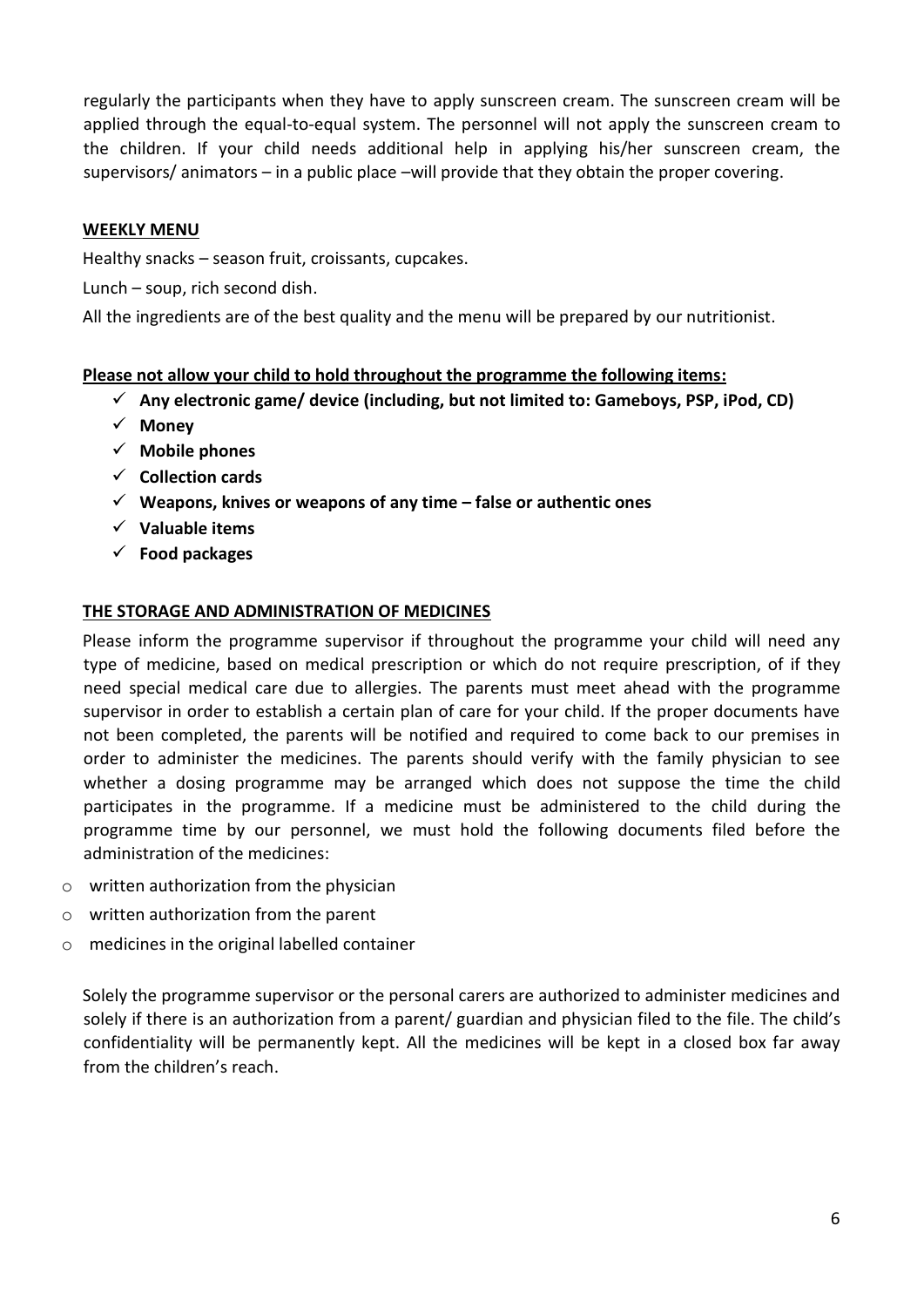regularly the participants when they have to apply sunscreen cream. The sunscreen cream will be applied through the equal-to-equal system. The personnel will not apply the sunscreen cream to the children. If your child needs additional help in applying his/her sunscreen cream, the supervisors/ animators – in a public place –will provide that they obtain the proper covering.

## WEEKLY MENU

Healthy snacks – season fruit, croissants, cupcakes.

Lunch – soup, rich second dish.

All the ingredients are of the best quality and the menu will be prepared by our nutritionist.

**Please not allow your child to hold throughout the programme the following items:**

- ✓ **Any electronic game/ device (including, but not limited to: Gameboys, PSP, iPod, CD)**
- ✓ **Money**
- ✓ **Mobile phones**
- ✓ **Collection cards**
- ✓ **Weapons, knives or weapons of any time – false or authentic ones**
- ✓ **Valuable items**
- ✓ **Food packages**

## THE STORAGE AND ADMINISTRATION OF MEDICINES

Please inform the programme supervisor if throughout the programme your child will need any type of medicine, based on medical prescription or which do not require prescription, of if they need special medical care due to allergies. The parents must meet ahead with the programme supervisor in order to establish a certain plan of care for your child. If the proper documents have not been completed, the parents will be notified and required to come back to our premises in order to administer the medicines. The parents should verify with the family physician to see whether a dosing programme may be arranged which does not suppose the time the child participates in the programme. If a medicine must be administered to the child during the programme time by our personnel, we must hold the following documents filed before the administration of the medicines:

- written authorization from the physician
- written authorization from the parent
- medicines in the original labelled container

Solely the programme supervisor or the personal carers are authorized to administer medicines and solely if there is an authorization from a parent/ guardian and physician filed to the file. The child's confidentiality will be permanently kept. All the medicines will be kept in a closed box far away from the children's reach.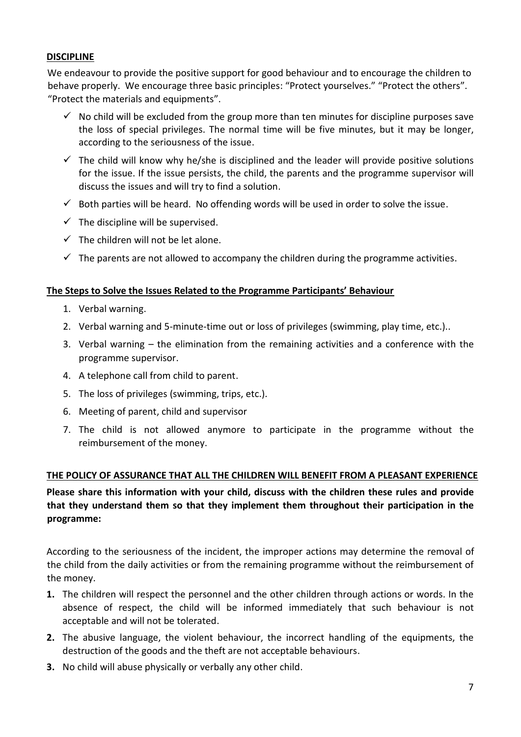## DISCIPLINE

We endeavour to provide the positive support for good behaviour and to encourage the children to behave properly. We encourage three basic principles: "Protect yourselves." "Protect the others". "Protect the materials and equipments".

- ✓ No child will be excluded from the group more than ten minutes for discipline purposes save the loss of special privileges. The normal time will be five minutes, but it may be longer, according to the seriousness of the issue.
- ✓ The child will know why he/she is disciplined and the leader will provide positive solutions for the issue. If the issue persists, the child, the parents and the programme supervisor will discuss the issues and will try to find a solution.
- ✓ Both parties will be heard. No offending words will be used in order to solve the issue.
- ✓ The discipline will be supervised.
- ✓ The children will not be let alone.
- ✓ The parents are not allowed to accompany the children during the programme activities.

### The Steps to Solve the Issues Related to the Programme Participants' Behaviour

1. Verbal warning.
2. Verbal warning and 5-minute-time out or loss of privileges (swimming, play time, etc.)..
3. Verbal warning – the elimination from the remaining activities and a conference with the programme supervisor.
4. A telephone call from child to parent.
5. The loss of privileges (swimming, trips, etc.).
6. Meeting of parent, child and supervisor
7. The child is not allowed anymore to participate in the programme without the reimbursement of the money.

## THE POLICY OF ASSURANCE THAT ALL THE CHILDREN WILL BENEFIT FROM A PLEASANT EXPERIENCE

**Please share this information with your child, discuss with the children these rules and provide that they understand them so that they implement them throughout their participation in the programme:**

According to the seriousness of the incident, the improper actions may determine the removal of the child from the daily activities or from the remaining programme without the reimbursement of the money.

1. The children will respect the personnel and the other children through actions or words. In the absence of respect, the child will be informed immediately that such behaviour is not acceptable and will not be tolerated.
2. The abusive language, the violent behaviour, the incorrect handling of the equipments, the destruction of the goods and the theft are not acceptable behaviours.
3. No child will abuse physically or verbally any other child.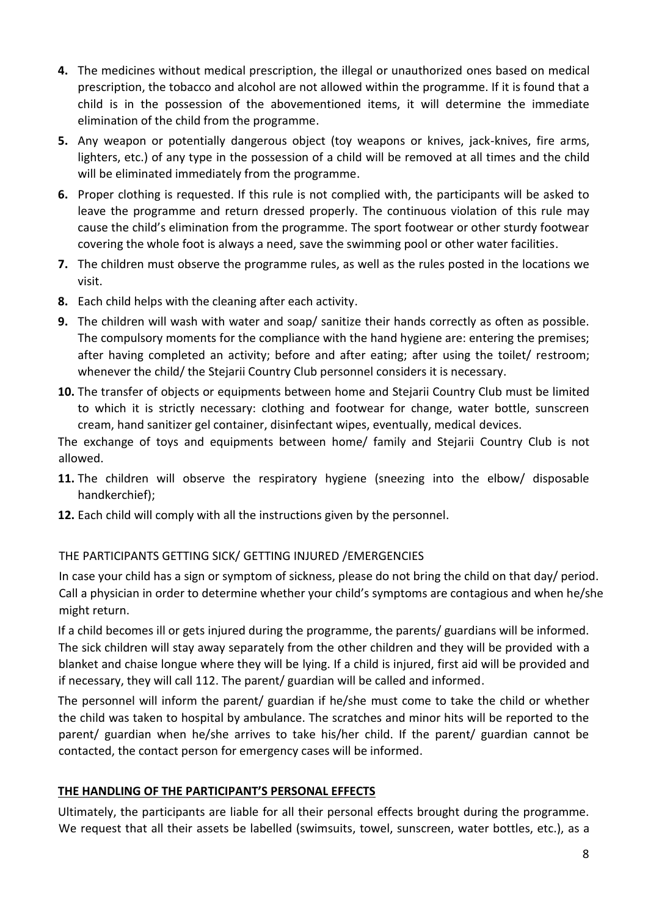4. The medicines without medical prescription, the illegal or unauthorized ones based on medical prescription, the tobacco and alcohol are not allowed within the programme. If it is found that a child is in the possession of the abovementioned items, it will determine the immediate elimination of the child from the programme.
5. Any weapon or potentially dangerous object (toy weapons or knives, jack-knives, fire arms, lighters, etc.) of any type in the possession of a child will be removed at all times and the child will be eliminated immediately from the programme.
6. Proper clothing is requested. If this rule is not complied with, the participants will be asked to leave the programme and return dressed properly. The continuous violation of this rule may cause the child's elimination from the programme. The sport footwear or other sturdy footwear covering the whole foot is always a need, save the swimming pool or other water facilities.
7. The children must observe the programme rules, as well as the rules posted in the locations we visit.
8. Each child helps with the cleaning after each activity.
9. The children will wash with water and soap/ sanitize their hands correctly as often as possible. The compulsory moments for the compliance with the hand hygiene are: entering the premises; after having completed an activity; before and after eating; after using the toilet/ restroom; whenever the child/ the Stejarii Country Club personnel considers it is necessary.
10. The transfer of objects or equipments between home and Stejarii Country Club must be limited to which it is strictly necessary: clothing and footwear for change, water bottle, sunscreen cream, hand sanitizer gel container, disinfectant wipes, eventually, medical devices.

The exchange of toys and equipments between home/ family and Stejarii Country Club is not allowed.

11. The children will observe the respiratory hygiene (sneezing into the elbow/ disposable handkerchief);
12. Each child will comply with all the instructions given by the personnel.

THE PARTICIPANTS GETTING SICK/ GETTING INJURED /EMERGENCIES

In case your child has a sign or symptom of sickness, please do not bring the child on that day/ period. Call a physician in order to determine whether your child's symptoms are contagious and when he/she might return.

If a child becomes ill or gets injured during the programme, the parents/ guardians will be informed. The sick children will stay away separately from the other children and they will be provided with a blanket and chaise longue where they will be lying. If a child is injured, first aid will be provided and if necessary, they will call 112. The parent/ guardian will be called and informed.

The personnel will inform the parent/ guardian if he/she must come to take the child or whether the child was taken to hospital by ambulance. The scratches and minor hits will be reported to the parent/ guardian when he/she arrives to take his/her child. If the parent/ guardian cannot be contacted, the contact person for emergency cases will be informed.

**THE HANDLING OF THE PARTICIPANT'S PERSONAL EFFECTS**

Ultimately, the participants are liable for all their personal effects brought during the programme. We request that all their assets be labelled (swimsuits, towel, sunscreen, water bottles, etc.), as a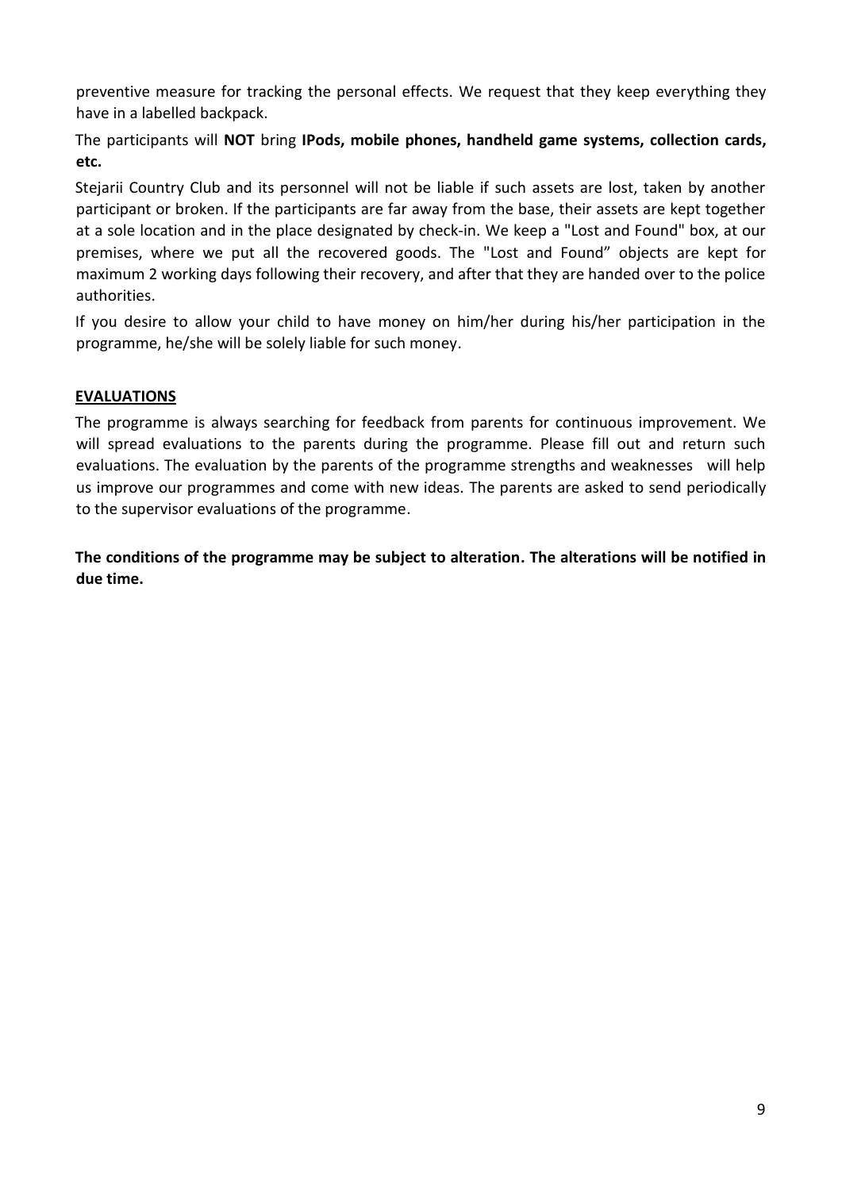preventive measure for tracking the personal effects. We request that they keep everything they have in a labelled backpack.

The participants will **NOT** bring **IPods, mobile phones, handheld game systems, collection cards, etc.**

Stejarii Country Club and its personnel will not be liable if such assets are lost, taken by another participant or broken. If the participants are far away from the base, their assets are kept together at a sole location and in the place designated by check-in. We keep a "Lost and Found" box, at our premises, where we put all the recovered goods. The "Lost and Found" objects are kept for maximum 2 working days following their recovery, and after that they are handed over to the police authorities.

If you desire to allow your child to have money on him/her during his/her participation in the programme, he/she will be solely liable for such money.

## EVALUATIONS

The programme is always searching for feedback from parents for continuous improvement. We will spread evaluations to the parents during the programme. Please fill out and return such evaluations. The evaluation by the parents of the programme strengths and weaknesses will help us improve our programmes and come with new ideas. The parents are asked to send periodically to the supervisor evaluations of the programme.

**The conditions of the programme may be subject to alteration. The alterations will be notified in due time.**